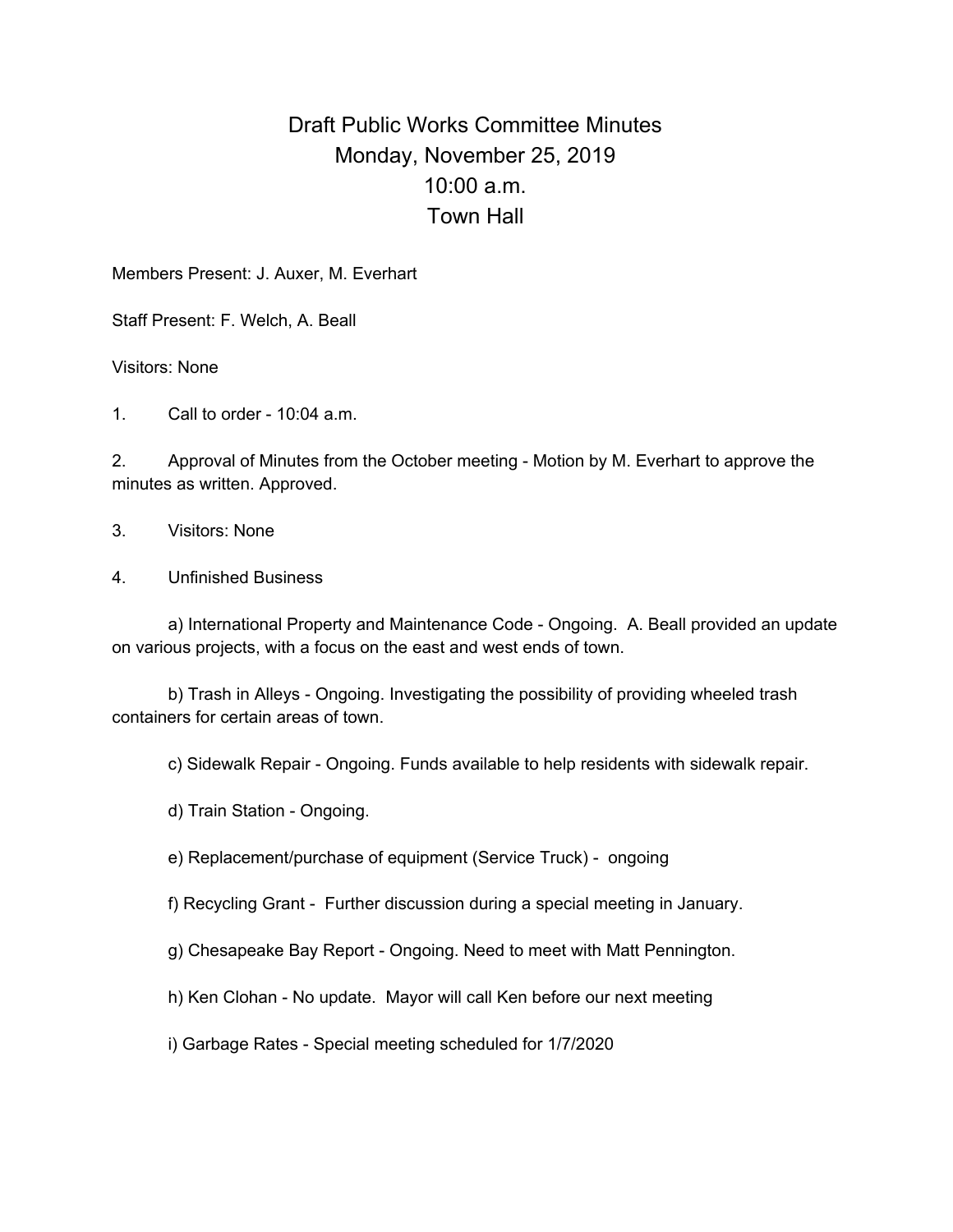# Draft Public Works Committee Minutes
## Monday, November 25, 2019
## 10:00 a.m.
## Town Hall

Members Present: J. Auxer, M. Everhart

Staff Present: F. Welch, A. Beall

Visitors: None

1. Call to order - 10:04 a.m.

2. Approval of Minutes from the October meeting - Motion by M. Everhart to approve the minutes as written. Approved.

3. Visitors: None

4. Unfinished Business

   a) International Property and Maintenance Code - Ongoing. A. Beall provided an update on various projects, with a focus on the east and west ends of town.

   b) Trash in Alleys - Ongoing. Investigating the possibility of providing wheeled trash containers for certain areas of town.

   c) Sidewalk Repair - Ongoing. Funds available to help residents with sidewalk repair.

   d) Train Station - Ongoing.

   e) Replacement/purchase of equipment (Service Truck) - ongoing

   f) Recycling Grant - Further discussion during a special meeting in January.

   g) Chesapeake Bay Report - Ongoing. Need to meet with Matt Pennington.

   h) Ken Clohan - No update. Mayor will call Ken before our next meeting

   i) Garbage Rates - Special meeting scheduled for 1/7/2020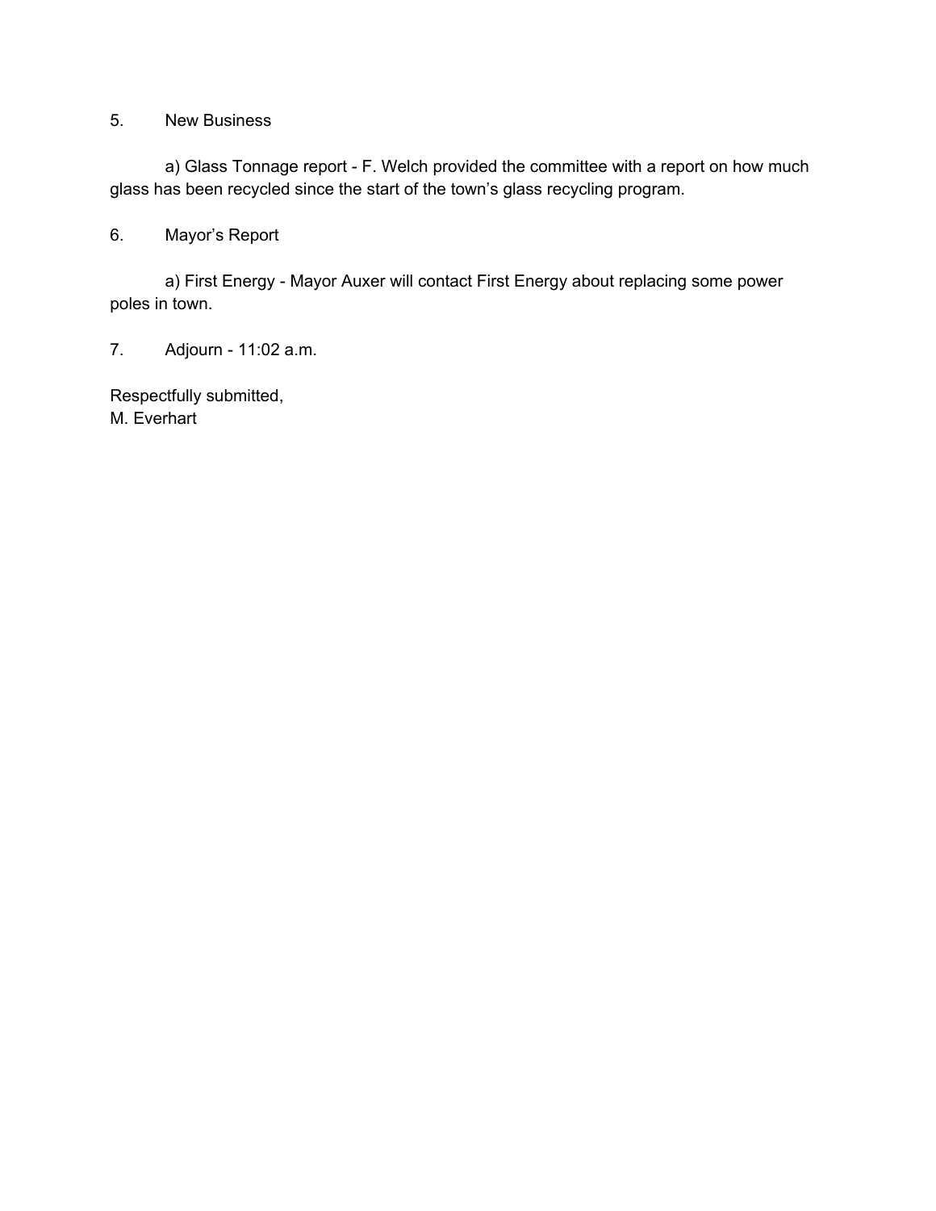5. New Business

a) Glass Tonnage report - F. Welch provided the committee with a report on how much glass has been recycled since the start of the town's glass recycling program.

6. Mayor's Report

a) First Energy - Mayor Auxer will contact First Energy about replacing some power poles in town.

7. Adjourn - 11:02 a.m.

Respectfully submitted,
M. Everhart